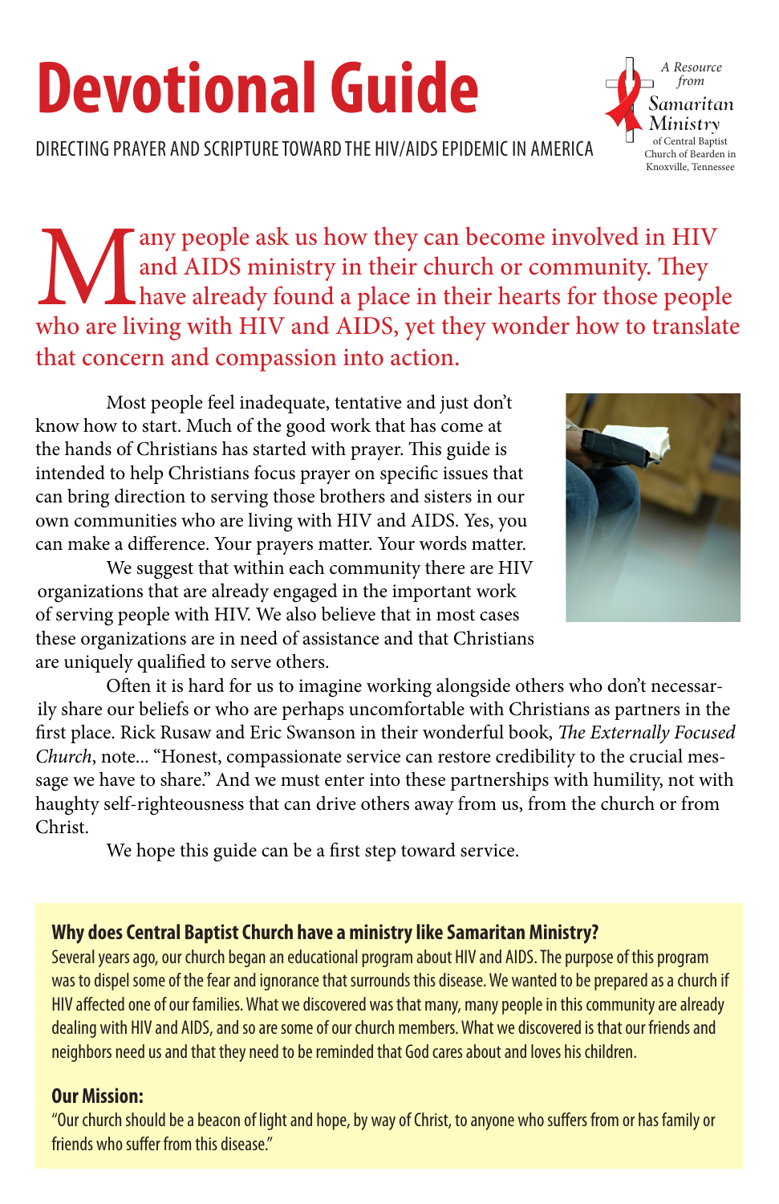# Devotional Guide

DIRECTING PRAYER AND SCRIPTURE TOWARD THE HIV/AIDS EPIDEMIC IN AMERICA

*A Resource from* Samaritan Ministry of Central Baptist Church of Bearden in Knoxville, Tennessee

Many people ask us how they can become involved in HIV and AIDS ministry in their church or community. They have already found a place in their hearts for those people who are living with HIV and AIDS, yet they wonder how to translate that concern and compassion into action.

Most people feel inadequate, tentative and just don't know how to start. Much of the good work that has come at the hands of Christians has started with prayer. This guide is intended to help Christians focus prayer on specific issues that can bring direction to serving those brothers and sisters in our own communities who are living with HIV and AIDS. Yes, you can make a difference. Your prayers matter. Your words matter.

We suggest that within each community there are HIV organizations that are already engaged in the important work of serving people with HIV. We also believe that in most cases these organizations are in need of assistance and that Christians are uniquely qualified to serve others.

Often it is hard for us to imagine working alongside others who don't necessarily share our beliefs or who are perhaps uncomfortable with Christians as partners in the first place. Rick Rusaw and Eric Swanson in their wonderful book, *The Externally Focused Church*, note... "Honest, compassionate service can restore credibility to the crucial message we have to share." And we must enter into these partnerships with humility, not with haughty self-righteousness that can drive others away from us, from the church or from Christ.

We hope this guide can be a first step toward service.

### Why does Central Baptist Church have a ministry like Samaritan Ministry?

Several years ago, our church began an educational program about HIV and AIDS. The purpose of this program was to dispel some of the fear and ignorance that surrounds this disease. We wanted to be prepared as a church if HIV affected one of our families. What we discovered was that many, many people in this community are already dealing with HIV and AIDS, and so are some of our church members. What we discovered is that our friends and neighbors need us and that they need to be reminded that God cares about and loves his children.

### Our Mission:

"Our church should be a beacon of light and hope, by way of Christ, to anyone who suffers from or has family or friends who suffer from this disease."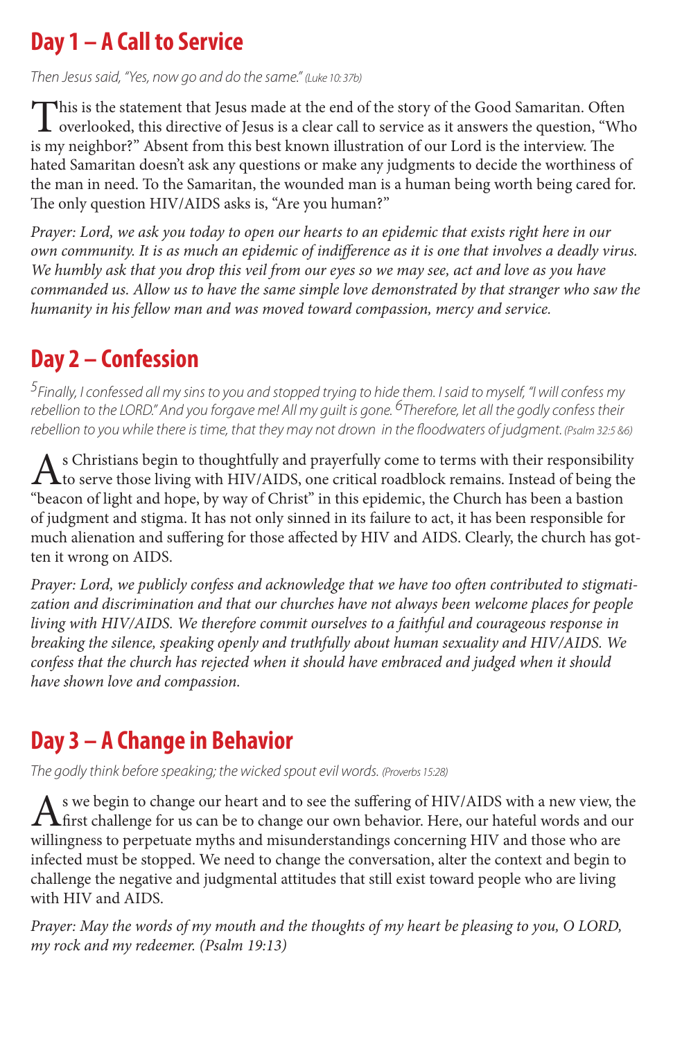## Day 1 – A Call to Service

*Then Jesus said, "Yes, now go and do the same." (Luke 10:37b)*

This is the statement that Jesus made at the end of the story of the Good Samaritan. Often overlooked, this directive of Jesus is a clear call to service as it answers the question, "Who is my neighbor?" Absent from this best known illustration of our Lord is the interview. The hated Samaritan doesn't ask any questions or make any judgments to decide the worthiness of the man in need. To the Samaritan, the wounded man is a human being worth being cared for. The only question HIV/AIDS asks is, "Are you human?"

*Prayer: Lord, we ask you today to open our hearts to an epidemic that exists right here in our own community. It is as much an epidemic of indifference as it is one that involves a deadly virus. We humbly ask that you drop this veil from our eyes so we may see, act and love as you have commanded us. Allow us to have the same simple love demonstrated by that stranger who saw the humanity in his fellow man and was moved toward compassion, mercy and service.*

## Day 2 – Confession

*[5] Finally, I confessed all my sins to you and stopped trying to hide them. I said to myself, "I will confess my rebellion to the LORD." And you forgave me! All my guilt is gone. [6] Therefore, let all the godly confess their rebellion to you while there is time, that they may not drown in the floodwaters of judgment. (Psalm 32:5 &6)*

As Christians begin to thoughtfully and prayerfully come to terms with their responsibility to serve those living with HIV/AIDS, one critical roadblock remains. Instead of being the "beacon of light and hope, by way of Christ" in this epidemic, the Church has been a bastion of judgment and stigma. It has not only sinned in its failure to act, it has been responsible for much alienation and suffering for those affected by HIV and AIDS. Clearly, the church has gotten it wrong on AIDS.

*Prayer: Lord, we publicly confess and acknowledge that we have too often contributed to stigmatization and discrimination and that our churches have not always been welcome places for people living with HIV/AIDS. We therefore commit ourselves to a faithful and courageous response in breaking the silence, speaking openly and truthfully about human sexuality and HIV/AIDS. We confess that the church has rejected when it should have embraced and judged when it should have shown love and compassion.*

## Day 3 – A Change in Behavior

*The godly think before speaking; the wicked spout evil words. (Proverbs 15:28)*

As we begin to change our heart and to see the suffering of HIV/AIDS with a new view, the first challenge for us can be to change our own behavior. Here, our hateful words and our willingness to perpetuate myths and misunderstandings concerning HIV and those who are infected must be stopped. We need to change the conversation, alter the context and begin to challenge the negative and judgmental attitudes that still exist toward people who are living with HIV and AIDS.

*Prayer: May the words of my mouth and the thoughts of my heart be pleasing to you, O LORD, my rock and my redeemer. (Psalm 19:13)*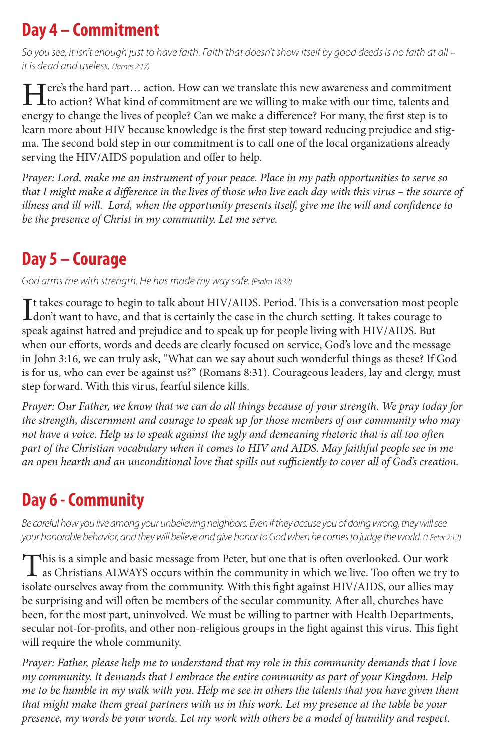## Day 4 – Commitment

*So you see, it isn't enough just to have faith. Faith that doesn't show itself by good deeds is no faith at all – it is dead and useless. (James 2:17)*

Here's the hard part… action. How can we translate this new awareness and commitment to action? What kind of commitment are we willing to make with our time, talents and energy to change the lives of people? Can we make a difference? For many, the first step is to learn more about HIV because knowledge is the first step toward reducing prejudice and stigma. The second bold step in our commitment is to call one of the local organizations already serving the HIV/AIDS population and offer to help.

*Prayer: Lord, make me an instrument of your peace. Place in my path opportunities to serve so that I might make a difference in the lives of those who live each day with this virus – the source of illness and ill will. Lord, when the opportunity presents itself, give me the will and confidence to be the presence of Christ in my community. Let me serve.*

## Day 5 – Courage

*God arms me with strength. He has made my way safe. (Psalm 18:32)*

It takes courage to begin to talk about HIV/AIDS. Period. This is a conversation most people don't want to have, and that is certainly the case in the church setting. It takes courage to speak against hatred and prejudice and to speak up for people living with HIV/AIDS. But when our efforts, words and deeds are clearly focused on service, God's love and the message in John 3:16, we can truly ask, "What can we say about such wonderful things as these? If God is for us, who can ever be against us?" (Romans 8:31). Courageous leaders, lay and clergy, must step forward. With this virus, fearful silence kills.

*Prayer: Our Father, we know that we can do all things because of your strength. We pray today for the strength, discernment and courage to speak up for those members of our community who may not have a voice. Help us to speak against the ugly and demeaning rhetoric that is all too often part of the Christian vocabulary when it comes to HIV and AIDS. May faithful people see in me an open hearth and an unconditional love that spills out sufficiently to cover all of God's creation.*

## Day 6 - Community

*Be careful how you live among your unbelieving neighbors. Even if they accuse you of doing wrong, they will see your honorable behavior, and they will believe and give honor to God when he comes to judge the world. (1 Peter 2:12)*

This is a simple and basic message from Peter, but one that is often overlooked. Our work as Christians ALWAYS occurs within the community in which we live. Too often we try to isolate ourselves away from the community. With this fight against HIV/AIDS, our allies may be surprising and will often be members of the secular community. After all, churches have been, for the most part, uninvolved. We must be willing to partner with Health Departments, secular not-for-profits, and other non-religious groups in the fight against this virus. This fight will require the whole community.

*Prayer: Father, please help me to understand that my role in this community demands that I love my community. It demands that I embrace the entire community as part of your Kingdom. Help me to be humble in my walk with you. Help me see in others the talents that you have given them that might make them great partners with us in this work. Let my presence at the table be your presence, my words be your words. Let my work with others be a model of humility and respect.*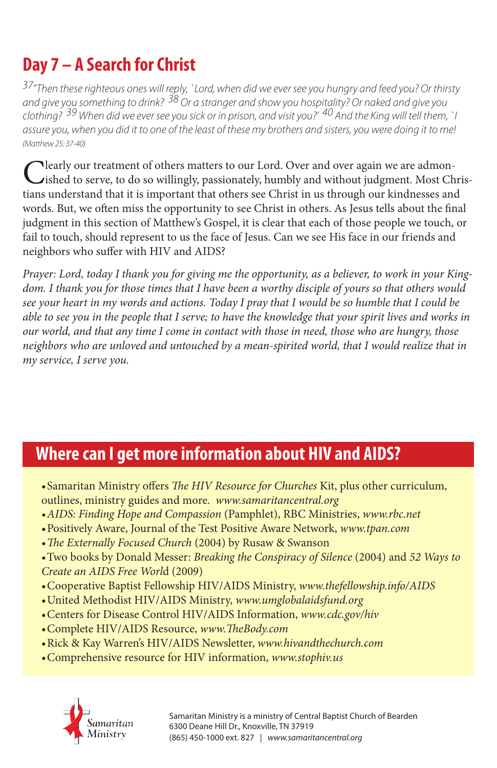# Day 7 – A Search for Christ

*[37]"Then these righteous ones will reply, `Lord, when did we ever see you hungry and feed you? Or thirsty and give you something to drink? [38] Or a stranger and show you hospitality? Or naked and give you clothing? [39] When did we ever see you sick or in prison, and visit you?' [40] And the King will tell them, `I assure you, when you did it to one of the least of these my brothers and sisters, you were doing it to me! (Matthew 25: 37-40)*

Clearly our treatment of others matters to our Lord. Over and over again we are admonished to serve, to do so willingly, passionately, humbly and without judgment. Most Christians understand that it is important that others see Christ in us through our kindnesses and words. But, we often miss the opportunity to see Christ in others. As Jesus tells about the final judgment in this section of Matthew's Gospel, it is clear that each of those people we touch, or fail to touch, should represent to us the face of Jesus. Can we see His face in our friends and neighbors who suffer with HIV and AIDS?

*Prayer: Lord, today I thank you for giving me the opportunity, as a believer, to work in your Kingdom. I thank you for those times that I have been a worthy disciple of yours so that others would see your heart in my words and actions. Today I pray that I would be so humble that I could be able to see you in the people that I serve; to have the knowledge that your spirit lives and works in our world, and that any time I come in contact with those in need, those who are hungry, those neighbors who are unloved and untouched by a mean-spirited world, that I would realize that in my service, I serve you.*

## Where can I get more information about HIV and AIDS?

- Samaritan Ministry offers *The HIV Resource for Churches* Kit, plus other curriculum, outlines, ministry guides and more. *www.samaritancentral.org*
- *AIDS: Finding Hope and Compassion* (Pamphlet), RBC Ministries, *www.rbc.net*
- Positively Aware, Journal of the Test Positive Aware Network, *www.tpan.com*
- *The Externally Focused Church* (2004) by Rusaw & Swanson
- Two books by Donald Messer: *Breaking the Conspiracy of Silence* (2004) and *52 Ways to Create an AIDS Free World* (2009)
- Cooperative Baptist Fellowship HIV/AIDS Ministry, *www.thefellowship.info/AIDS*
- United Methodist HIV/AIDS Ministry, *www.umglobalaidsfund.org*
- Centers for Disease Control HIV/AIDS Information, *www.cdc.gov/hiv*
- Complete HIV/AIDS Resource, *www.TheBody.com*
- Rick & Kay Warren's HIV/AIDS Newsletter, *www.hivandthechurch.com*
- Comprehensive resource for HIV information, *www.stophiv.us*

Samaritan Ministry

Samaritan Ministry is a ministry of Central Baptist Church of Bearden
6300 Deane Hill Dr., Knoxville, TN 37919
(865) 450-1000 ext. 827 | *www.samaritancentral.org*